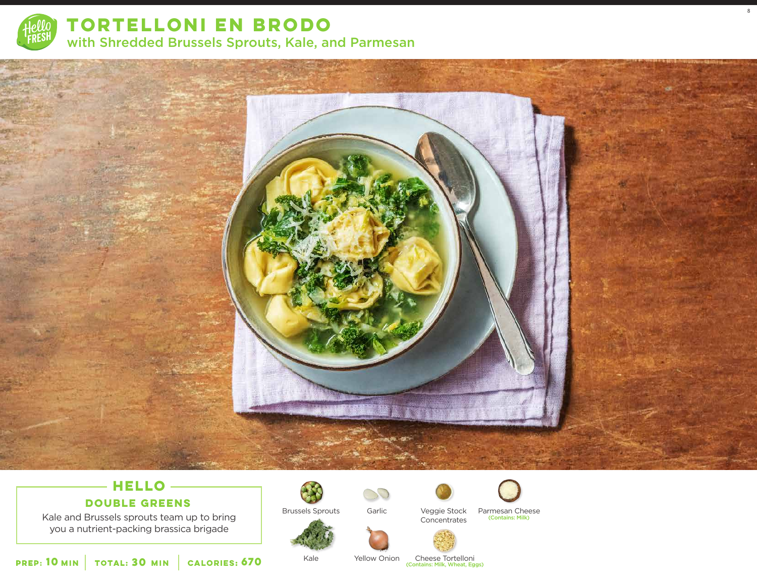# TORTELLONI EN BRODO

## with Shredded Brussels Sprouts, Kale, and Parmesan

### HELLO

**DOUBLE GREENS**

Kale and Brussels sprouts team up to bring you a nutrient-packing brassica brigade

**PREP: 10 MIN** | **TOTAL: 30 MIN** | **CALORIES: 670**

- Brussels Sprouts
- Garlic
- Veggie Stock Concentrates
- Parmesan Cheese (Contains: Milk)
- Kale
- Yellow Onion
- Cheese Tortelloni (Contains: Milk, Wheat, Eggs)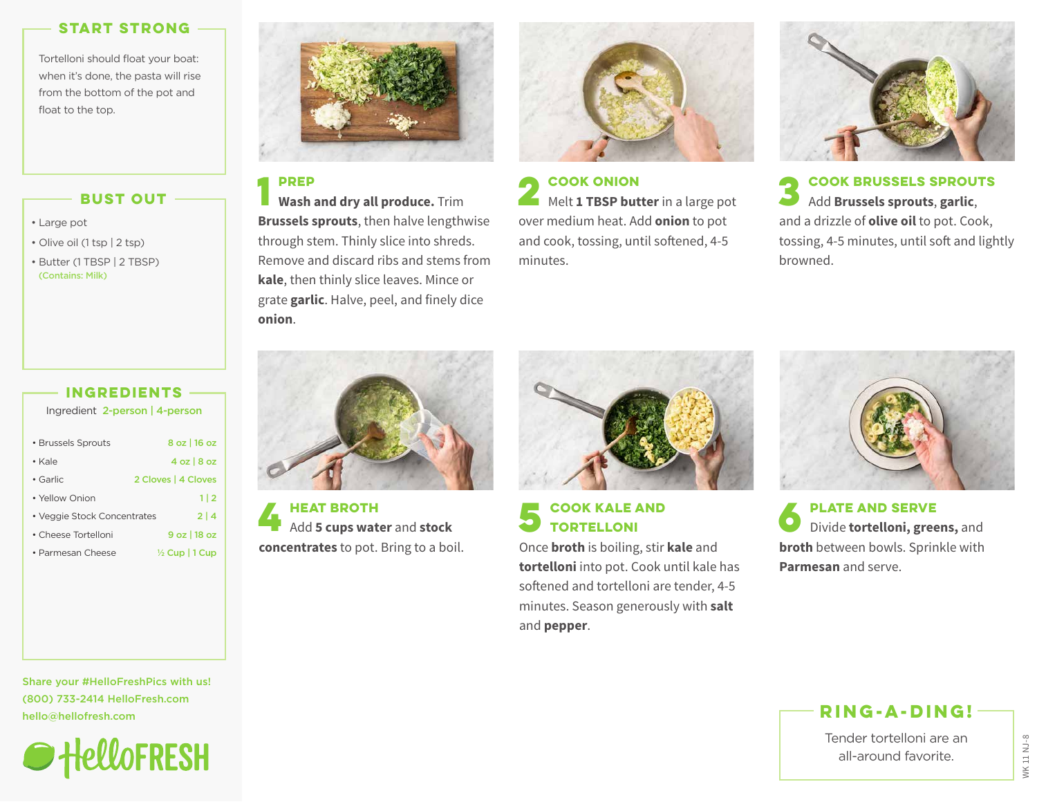## START STRONG

Tortelloni should float your boat: when it's done, the pasta will rise from the bottom of the pot and float to the top.

## BUST OUT

- Large pot
- Olive oil (1 tsp | 2 tsp)
- Butter (1 TBSP | 2 TBSP)
  (Contains: Milk)

## INGREDIENTS

| Ingredient | 2-person \| 4-person |
|---|---|
| • Brussels Sprouts | 8 oz \| 16 oz |
| • Kale | 4 oz \| 8 oz |
| • Garlic | 2 Cloves \| 4 Cloves |
| • Yellow Onion | 1 \| 2 |
| • Veggie Stock Concentrates | 2 \| 4 |
| • Cheese Tortelloni | 9 oz \| 18 oz |
| • Parmesan Cheese | ½ Cup \| 1 Cup |

Share your #HelloFreshPics with us!
(800) 733-2414 HelloFresh.com
hello@hellofresh.com

HelloFRESH

## 1 PREP

**Wash and dry all produce.** Trim **Brussels sprouts**, then halve lengthwise through stem. Thinly slice into shreds. Remove and discard ribs and stems from **kale**, then thinly slice leaves. Mince or grate **garlic**. Halve, peel, and finely dice **onion**.

## 2 COOK ONION

Melt **1 TBSP butter** in a large pot over medium heat. Add **onion** to pot and cook, tossing, until softened, 4-5 minutes.

## 3 COOK BRUSSELS SPROUTS

Add **Brussels sprouts**, **garlic**, and a drizzle of **olive oil** to pot. Cook, tossing, 4-5 minutes, until soft and lightly browned.

## 4 HEAT BROTH

Add **5 cups water** and **stock concentrates** to pot. Bring to a boil.

## 5 COOK KALE AND TORTELLONI

Once **broth** is boiling, stir **kale** and **tortelloni** into pot. Cook until kale has softened and tortelloni are tender, 4-5 minutes. Season generously with **salt** and **pepper**.

## 6 PLATE AND SERVE

Divide **tortelloni, greens,** and **broth** between bowls. Sprinkle with **Parmesan** and serve.

## RING-A-DING!

Tender tortelloni are an all-around favorite.

WK 11 NJ-8